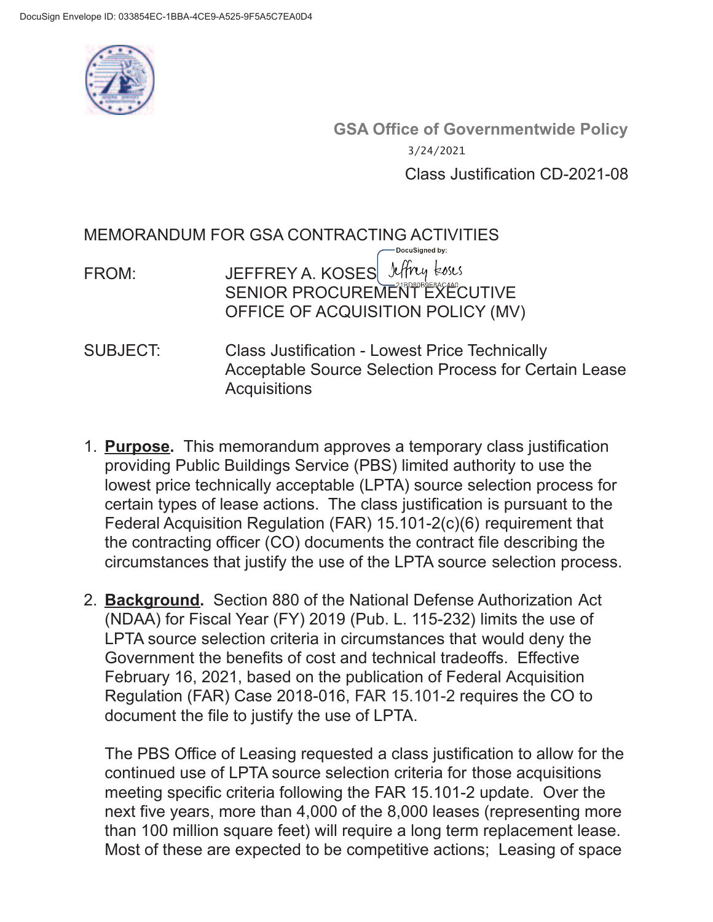GSA Office of Governmentwide Policy

3/24/2021

Class Justification CD-2021-08

MEMORANDUM FOR GSA CONTRACTING ACTIVITIES

FROM: JEFFREY A. KOSES
SENIOR PROCUREMENT EXECUTIVE
OFFICE OF ACQUISITION POLICY (MV)

SUBJECT: Class Justification - Lowest Price Technically Acceptable Source Selection Process for Certain Lease Acquisitions

1. **Purpose.** This memorandum approves a temporary class justification providing Public Buildings Service (PBS) limited authority to use the lowest price technically acceptable (LPTA) source selection process for certain types of lease actions. The class justification is pursuant to the Federal Acquisition Regulation (FAR) 15.101-2(c)(6) requirement that the contracting officer (CO) documents the contract file describing the circumstances that justify the use of the LPTA source selection process.

2. **Background.** Section 880 of the National Defense Authorization Act (NDAA) for Fiscal Year (FY) 2019 (Pub. L. 115-232) limits the use of LPTA source selection criteria in circumstances that would deny the Government the benefits of cost and technical tradeoffs. Effective February 16, 2021, based on the publication of Federal Acquisition Regulation (FAR) Case 2018-016, FAR 15.101-2 requires the CO to document the file to justify the use of LPTA.

   The PBS Office of Leasing requested a class justification to allow for the continued use of LPTA source selection criteria for those acquisitions meeting specific criteria following the FAR 15.101-2 update. Over the next five years, more than 4,000 of the 8,000 leases (representing more than 100 million square feet) will require a long term replacement lease. Most of these are expected to be competitive actions; Leasing of space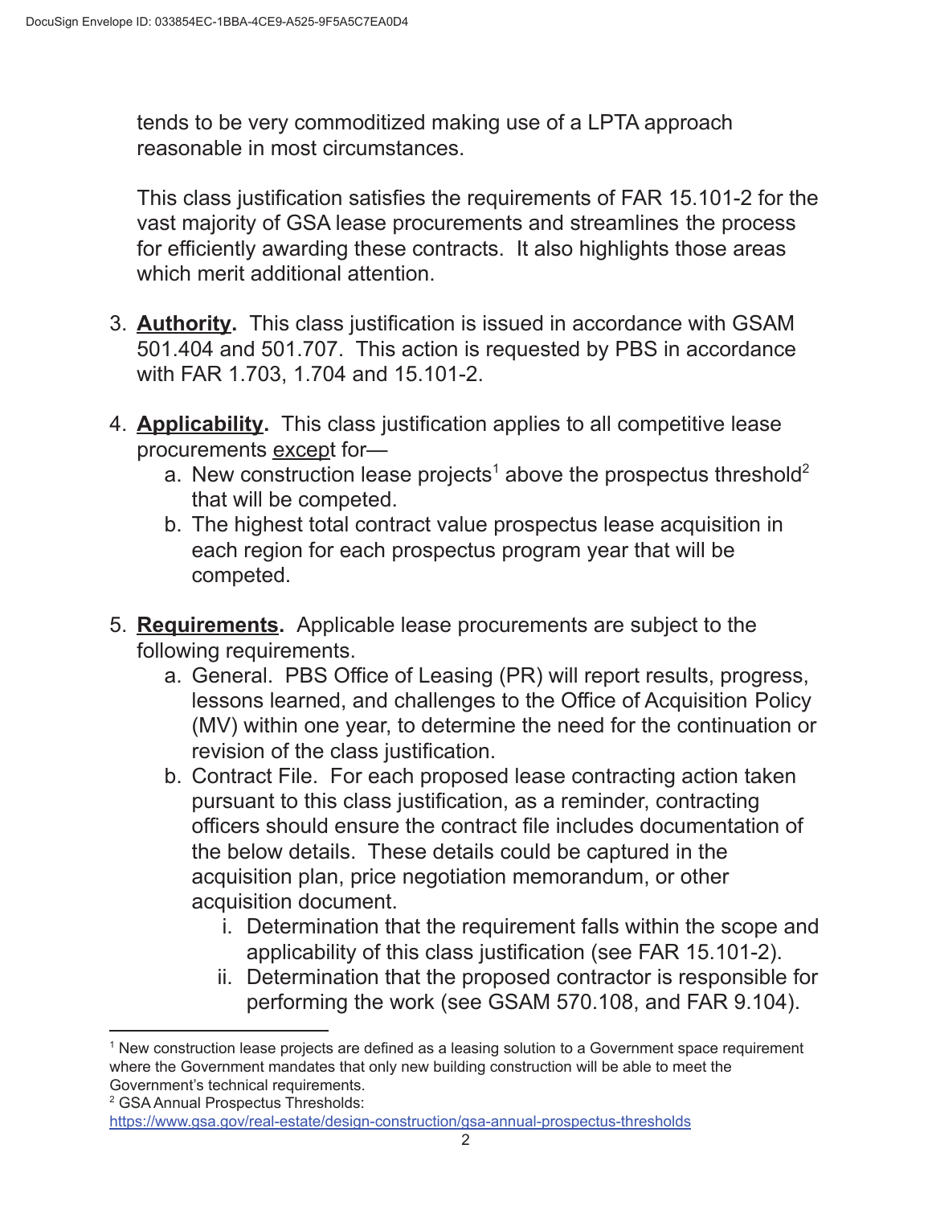tends to be very commoditized making use of a LPTA approach reasonable in most circumstances.

This class justification satisfies the requirements of FAR 15.101-2 for the vast majority of GSA lease procurements and streamlines the process for efficiently awarding these contracts. It also highlights those areas which merit additional attention.

3. **Authority.** This class justification is issued in accordance with GSAM 501.404 and 501.707. This action is requested by PBS in accordance with FAR 1.703, 1.704 and 15.101-2.

4. **Applicability.** This class justification applies to all competitive lease procurements except for—
   a. New construction lease projects[1] above the prospectus threshold[2] that will be competed.
   b. The highest total contract value prospectus lease acquisition in each region for each prospectus program year that will be competed.

5. **Requirements.** Applicable lease procurements are subject to the following requirements.
   a. General. PBS Office of Leasing (PR) will report results, progress, lessons learned, and challenges to the Office of Acquisition Policy (MV) within one year, to determine the need for the continuation or revision of the class justification.
   b. Contract File. For each proposed lease contracting action taken pursuant to this class justification, as a reminder, contracting officers should ensure the contract file includes documentation of the below details. These details could be captured in the acquisition plan, price negotiation memorandum, or other acquisition document.
      i. Determination that the requirement falls within the scope and applicability of this class justification (see FAR 15.101-2).
      ii. Determination that the proposed contractor is responsible for performing the work (see GSAM 570.108, and FAR 9.104).

---

[1] New construction lease projects are defined as a leasing solution to a Government space requirement where the Government mandates that only new building construction will be able to meet the Government's technical requirements.

[2] GSA Annual Prospectus Thresholds: https://www.gsa.gov/real-estate/design-construction/gsa-annual-prospectus-thresholds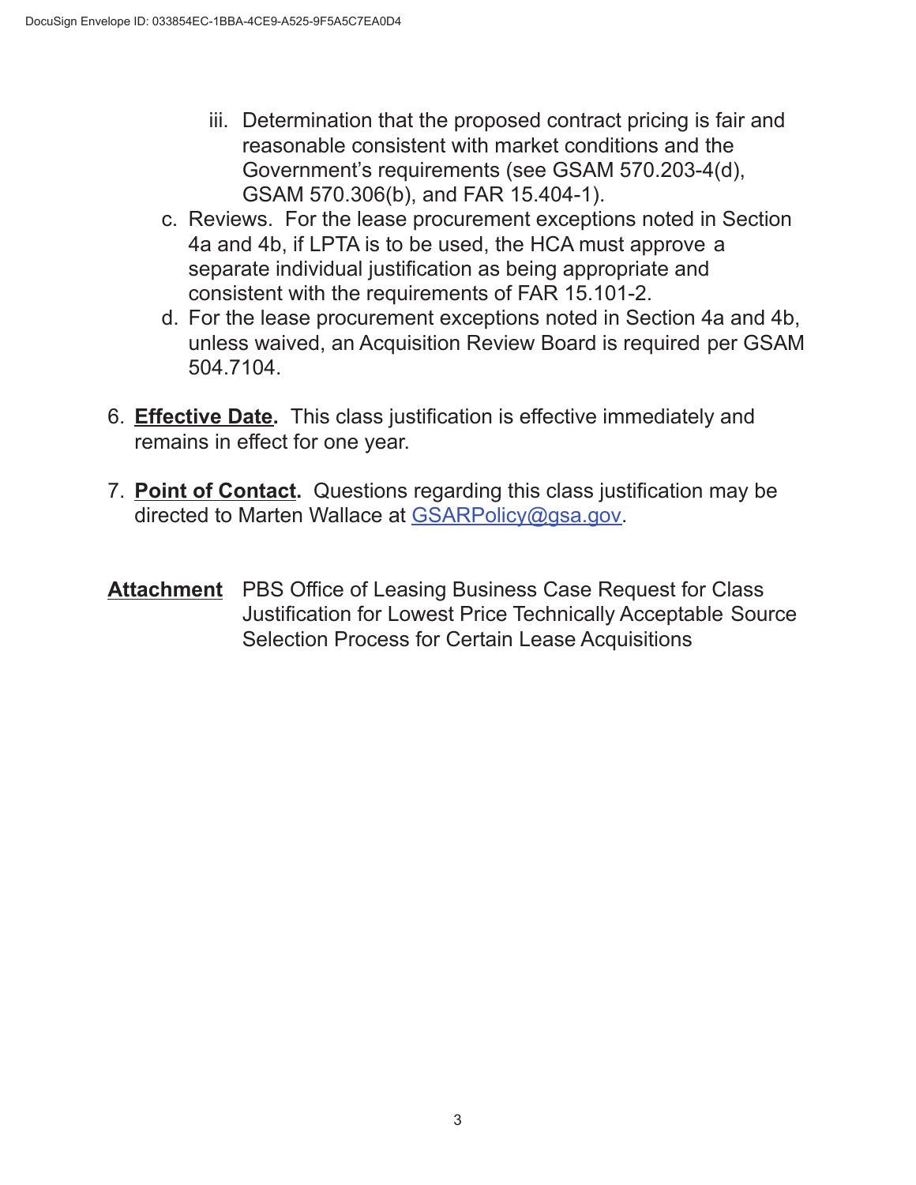iii. Determination that the proposed contract pricing is fair and reasonable consistent with market conditions and the Government's requirements (see GSAM 570.203-4(d), GSAM 570.306(b), and FAR 15.404-1).

c. Reviews. For the lease procurement exceptions noted in Section 4a and 4b, if LPTA is to be used, the HCA must approve a separate individual justification as being appropriate and consistent with the requirements of FAR 15.101-2.

d. For the lease procurement exceptions noted in Section 4a and 4b, unless waived, an Acquisition Review Board is required per GSAM 504.7104.

6. **Effective Date.** This class justification is effective immediately and remains in effect for one year.

7. **Point of Contact.** Questions regarding this class justification may be directed to Marten Wallace at GSARPolicy@gsa.gov.

**Attachment** PBS Office of Leasing Business Case Request for Class Justification for Lowest Price Technically Acceptable Source Selection Process for Certain Lease Acquisitions